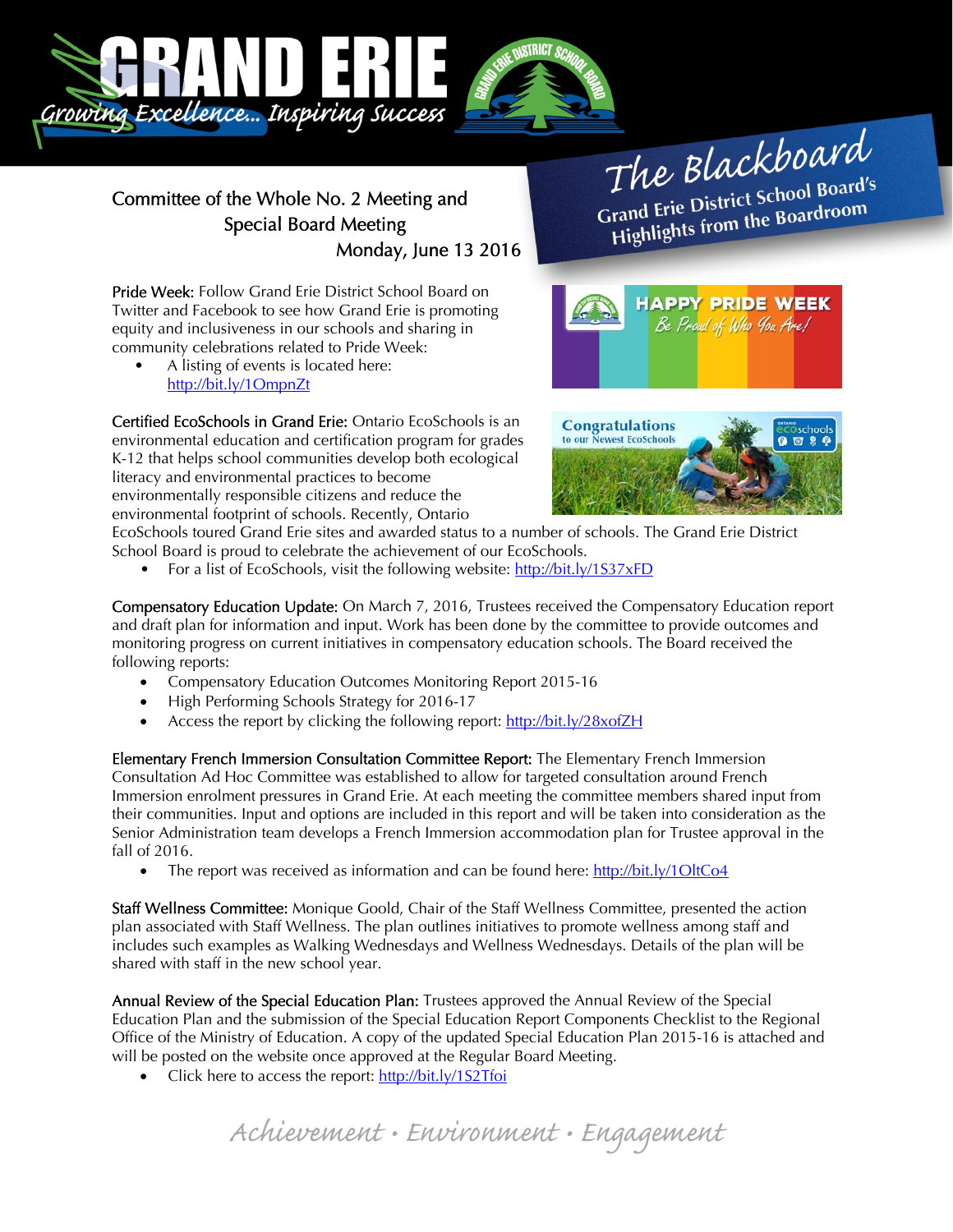# GRAND ERIE

*Growing Excellence... Inspiring Success*

## The Blackboard

### Grand Erie District School Board's Highlights from the Boardroom

**Committee of the Whole No. 2 Meeting and Special Board Meeting**
**Monday, June 13 2016**

**Pride Week:** Follow Grand Erie District School Board on Twitter and Facebook to see how Grand Erie is promoting equity and inclusiveness in our schools and sharing in community celebrations related to Pride Week:

- A listing of events is located here: http://bit.ly/1OmpnZt

**Certified EcoSchools in Grand Erie:** Ontario EcoSchools is an environmental education and certification program for grades K-12 that helps school communities develop both ecological literacy and environmental practices to become environmentally responsible citizens and reduce the environmental footprint of schools. Recently, Ontario EcoSchools toured Grand Erie sites and awarded status to a number of schools. The Grand Erie District School Board is proud to celebrate the achievement of our EcoSchools.

- For a list of EcoSchools, visit the following website: http://bit.ly/1S37xFD

**Compensatory Education Update:** On March 7, 2016, Trustees received the Compensatory Education report and draft plan for information and input. Work has been done by the committee to provide outcomes and monitoring progress on current initiatives in compensatory education schools. The Board received the following reports:

- Compensatory Education Outcomes Monitoring Report 2015-16
- High Performing Schools Strategy for 2016-17
- Access the report by clicking the following report: http://bit.ly/28xofZH

**Elementary French Immersion Consultation Committee Report:** The Elementary French Immersion Consultation Ad Hoc Committee was established to allow for targeted consultation around French Immersion enrolment pressures in Grand Erie. At each meeting the committee members shared input from their communities. Input and options are included in this report and will be taken into consideration as the Senior Administration team develops a French Immersion accommodation plan for Trustee approval in the fall of 2016.

- The report was received as information and can be found here: http://bit.ly/1OltCo4

**Staff Wellness Committee:** Monique Goold, Chair of the Staff Wellness Committee, presented the action plan associated with Staff Wellness. The plan outlines initiatives to promote wellness among staff and includes such examples as Walking Wednesdays and Wellness Wednesdays. Details of the plan will be shared with staff in the new school year.

**Annual Review of the Special Education Plan:** Trustees approved the Annual Review of the Special Education Plan and the submission of the Special Education Report Components Checklist to the Regional Office of the Ministry of Education. A copy of the updated Special Education Plan 2015-16 is attached and will be posted on the website once approved at the Regular Board Meeting.

- Click here to access the report: http://bit.ly/1S2Tfoi

*Achievement • Environment • Engagement*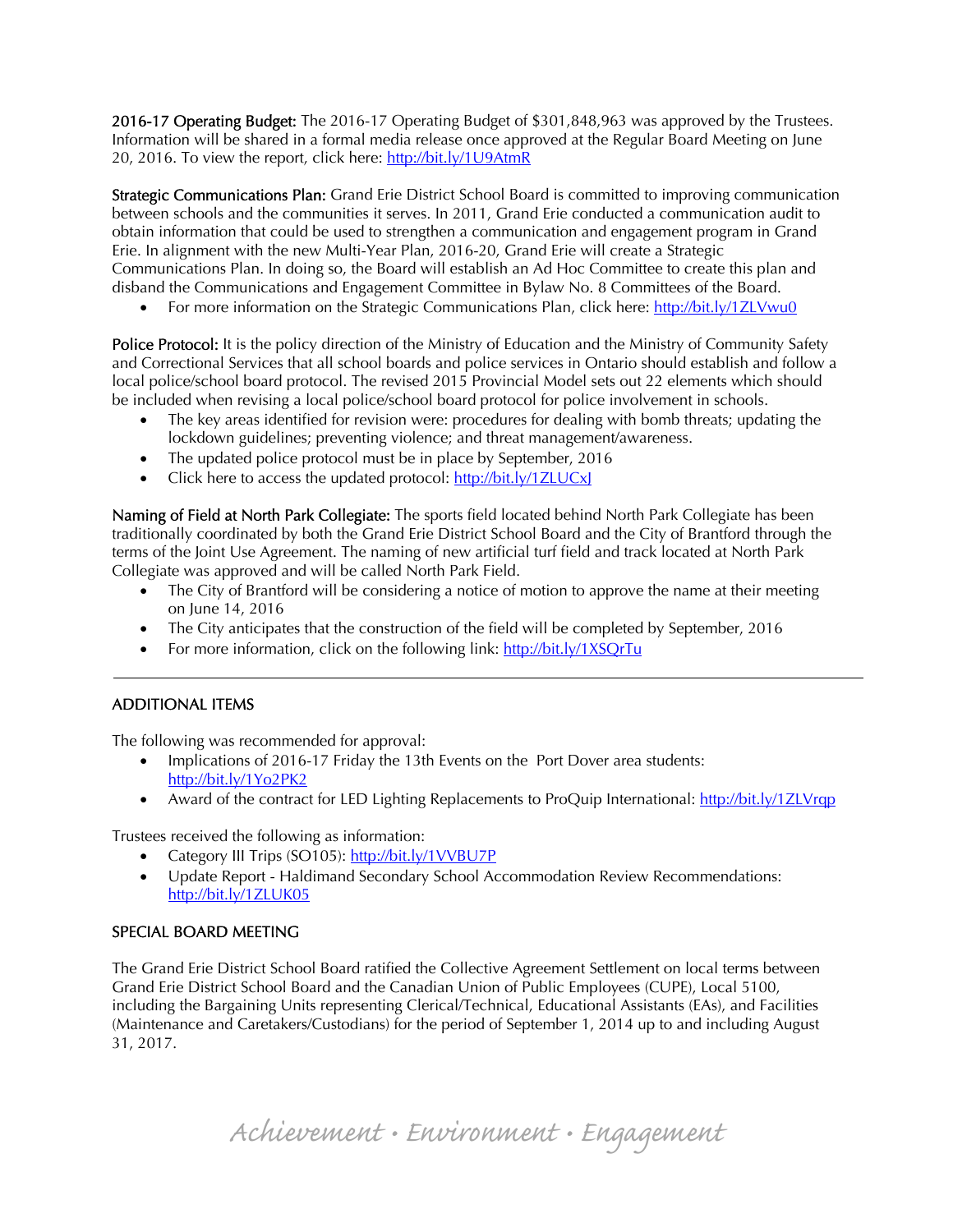**2016-17 Operating Budget:** The 2016-17 Operating Budget of $301,848,963 was approved by the Trustees. Information will be shared in a formal media release once approved at the Regular Board Meeting on June 20, 2016. To view the report, click here: http://bit.ly/1U9AtmR

**Strategic Communications Plan:** Grand Erie District School Board is committed to improving communication between schools and the communities it serves. In 2011, Grand Erie conducted a communication audit to obtain information that could be used to strengthen a communication and engagement program in Grand Erie. In alignment with the new Multi-Year Plan, 2016-20, Grand Erie will create a Strategic Communications Plan. In doing so, the Board will establish an Ad Hoc Committee to create this plan and disband the Communications and Engagement Committee in Bylaw No. 8 Committees of the Board.

- For more information on the Strategic Communications Plan, click here: http://bit.ly/1ZLVwu0

**Police Protocol:** It is the policy direction of the Ministry of Education and the Ministry of Community Safety and Correctional Services that all school boards and police services in Ontario should establish and follow a local police/school board protocol. The revised 2015 Provincial Model sets out 22 elements which should be included when revising a local police/school board protocol for police involvement in schools.

- The key areas identified for revision were: procedures for dealing with bomb threats; updating the lockdown guidelines; preventing violence; and threat management/awareness.
- The updated police protocol must be in place by September, 2016
- Click here to access the updated protocol: http://bit.ly/1ZLUCxJ

**Naming of Field at North Park Collegiate:** The sports field located behind North Park Collegiate has been traditionally coordinated by both the Grand Erie District School Board and the City of Brantford through the terms of the Joint Use Agreement. The naming of new artificial turf field and track located at North Park Collegiate was approved and will be called North Park Field.

- The City of Brantford will be considering a notice of motion to approve the name at their meeting on June 14, 2016
- The City anticipates that the construction of the field will be completed by September, 2016
- For more information, click on the following link: http://bit.ly/1XSQrTu

---

## ADDITIONAL ITEMS

The following was recommended for approval:

- Implications of 2016-17 Friday the 13th Events on the Port Dover area students: http://bit.ly/1Yo2PK2
- Award of the contract for LED Lighting Replacements to ProQuip International: http://bit.ly/1ZLVrqp

Trustees received the following as information:

- Category III Trips (SO105): http://bit.ly/1VVBU7P
- Update Report - Haldimand Secondary School Accommodation Review Recommendations: http://bit.ly/1ZLUK05

## SPECIAL BOARD MEETING

The Grand Erie District School Board ratified the Collective Agreement Settlement on local terms between Grand Erie District School Board and the Canadian Union of Public Employees (CUPE), Local 5100, including the Bargaining Units representing Clerical/Technical, Educational Assistants (EAs), and Facilities (Maintenance and Caretakers/Custodians) for the period of September 1, 2014 up to and including August 31, 2017.

*Achievement • Environment • Engagement*